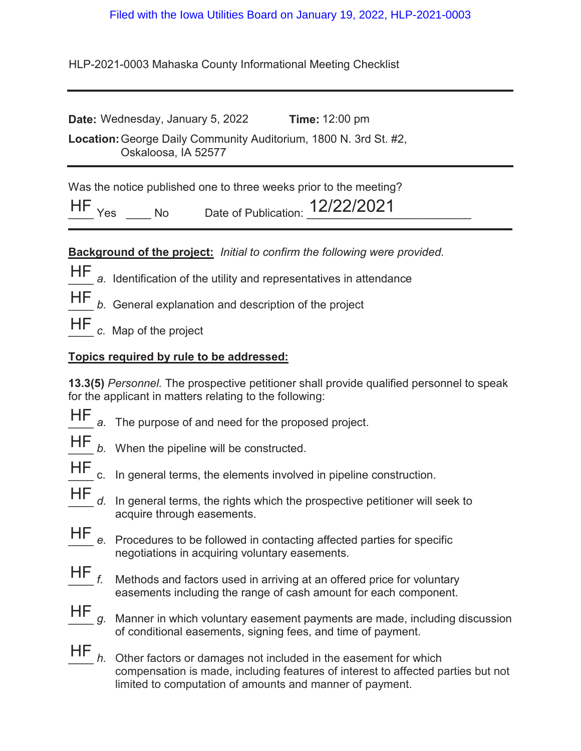Filed with the Iowa Utilities Board on January 19, 2022, HLP-2021-0003

HLP-2021-0003 Mahaska County Informational Meeting Checklist

---

**Date:** Wednesday, January 5, 2022 **Time:** 12:00 pm

**Location:** George Daily Community Auditorium, 1800 N. 3rd St. #2, Oskaloosa, IA 52577

---

Was the notice published one to three weeks prior to the meeting?

HF Yes ____ No Date of Publication: 12/22/2021

---

**Background of the project:** *Initial to confirm the following were provided.*

HF *a.* Identification of the utility and representatives in attendance

HF *b.* General explanation and description of the project

HF *c.* Map of the project

**Topics required by rule to be addressed:**

**13.3(5)** *Personnel.* The prospective petitioner shall provide qualified personnel to speak for the applicant in matters relating to the following:

HF *a.* The purpose of and need for the proposed project.

HF *b.* When the pipeline will be constructed.

HF c. In general terms, the elements involved in pipeline construction.

HF *d.* In general terms, the rights which the prospective petitioner will seek to acquire through easements.

HF *e.* Procedures to be followed in contacting affected parties for specific negotiations in acquiring voluntary easements.

HF *f.* Methods and factors used in arriving at an offered price for voluntary easements including the range of cash amount for each component.

HF *g.* Manner in which voluntary easement payments are made, including discussion of conditional easements, signing fees, and time of payment.

HF *h.* Other factors or damages not included in the easement for which compensation is made, including features of interest to affected parties but not limited to computation of amounts and manner of payment.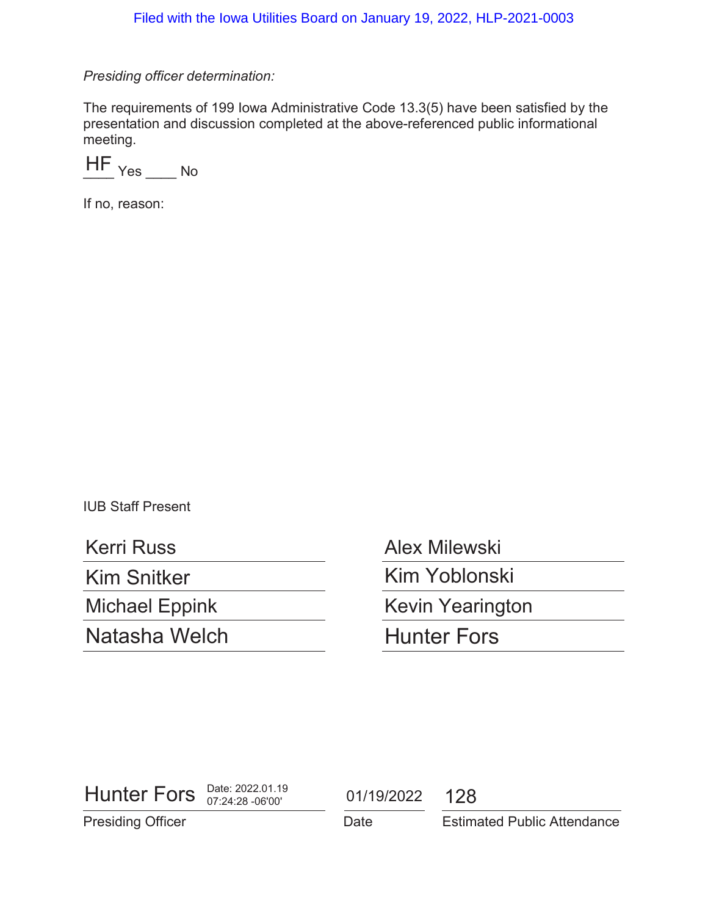*Presiding officer determination:*

The requirements of 199 Iowa Administrative Code 13.3(5) have been satisfied by the presentation and discussion completed at the above-referenced public informational meeting.

HF Yes ____ No

If no, reason:

IUB Staff Present

| | |
|---|---|
| Kerri Russ | Alex Milewski |
| Kim Snitker | Kim Yoblonski |
| Michael Eppink | Kevin Yearington |
| Natasha Welch | Hunter Fors |

| Presiding Officer | Date | Estimated Public Attendance |
|---|---|---|
| Hunter Fors Date: 2022.01.19 07:24:28 -06'00' | 01/19/2022 | 128 |